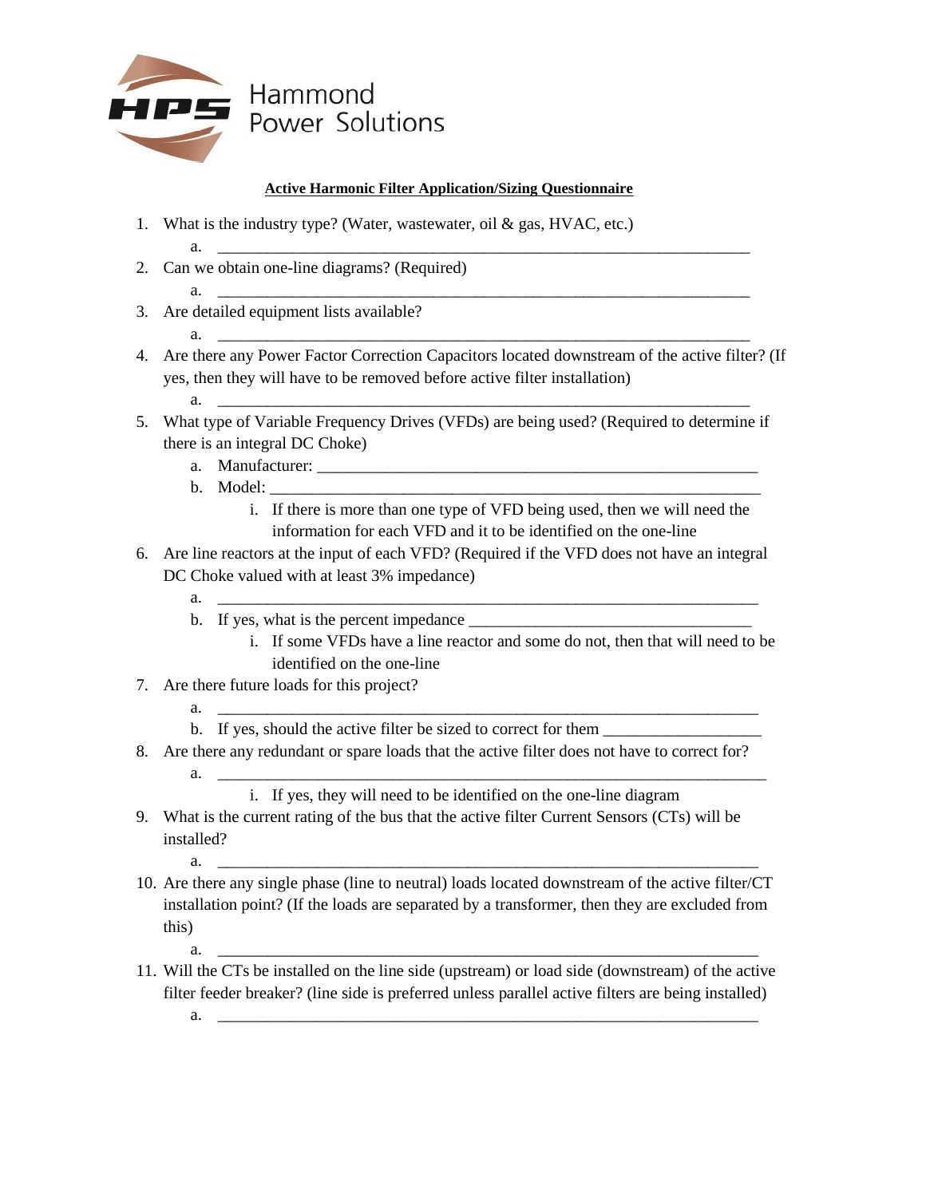Hammond Power Solutions

**Active Harmonic Filter Application/Sizing Questionnaire**

1. What is the industry type? (Water, wastewater, oil & gas, HVAC, etc.)
   a. ______________________________________________________________
2. Can we obtain one-line diagrams? (Required)
   a. ______________________________________________________________
3. Are detailed equipment lists available?
   a. ______________________________________________________________
4. Are there any Power Factor Correction Capacitors located downstream of the active filter? (If yes, then they will have to be removed before active filter installation)
   a. ______________________________________________________________
5. What type of Variable Frequency Drives (VFDs) are being used? (Required to determine if there is an integral DC Choke)
   a. Manufacturer: _____________________________________________________
   b. Model: __________________________________________________________
      i. If there is more than one type of VFD being used, then we will need the information for each VFD and it to be identified on the one-line
6. Are line reactors at the input of each VFD? (Required if the VFD does not have an integral DC Choke valued with at least 3% impedance)
   a. ______________________________________________________________
   b. If yes, what is the percent impedance _________________________________
      i. If some VFDs have a line reactor and some do not, then that will need to be identified on the one-line
7. Are there future loads for this project?
   a. ______________________________________________________________
   b. If yes, should the active filter be sized to correct for them __________________
8. Are there any redundant or spare loads that the active filter does not have to correct for?
   a. ______________________________________________________________
      i. If yes, they will need to be identified on the one-line diagram
9. What is the current rating of the bus that the active filter Current Sensors (CTs) will be installed?
   a. ______________________________________________________________
10. Are there any single phase (line to neutral) loads located downstream of the active filter/CT installation point? (If the loads are separated by a transformer, then they are excluded from this)
    a. ______________________________________________________________
11. Will the CTs be installed on the line side (upstream) or load side (downstream) of the active filter feeder breaker? (line side is preferred unless parallel active filters are being installed)
    a. ______________________________________________________________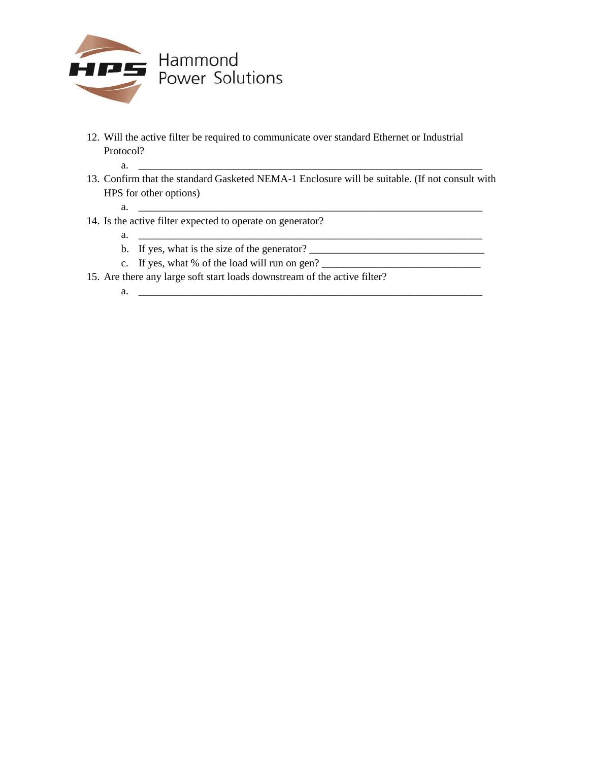Hammond Power Solutions

12. Will the active filter be required to communicate over standard Ethernet or Industrial Protocol?
    a. ____________________________________________________________________
13. Confirm that the standard Gasketed NEMA-1 Enclosure will be suitable. (If not consult with HPS for other options)
    a. ____________________________________________________________________
14. Is the active filter expected to operate on generator?
    a. ____________________________________________________________________
    b. If yes, what is the size of the generator? __________________________________
    c. If yes, what % of the load will run on gen? ______________________________
15. Are there any large soft start loads downstream of the active filter?
    a. ____________________________________________________________________